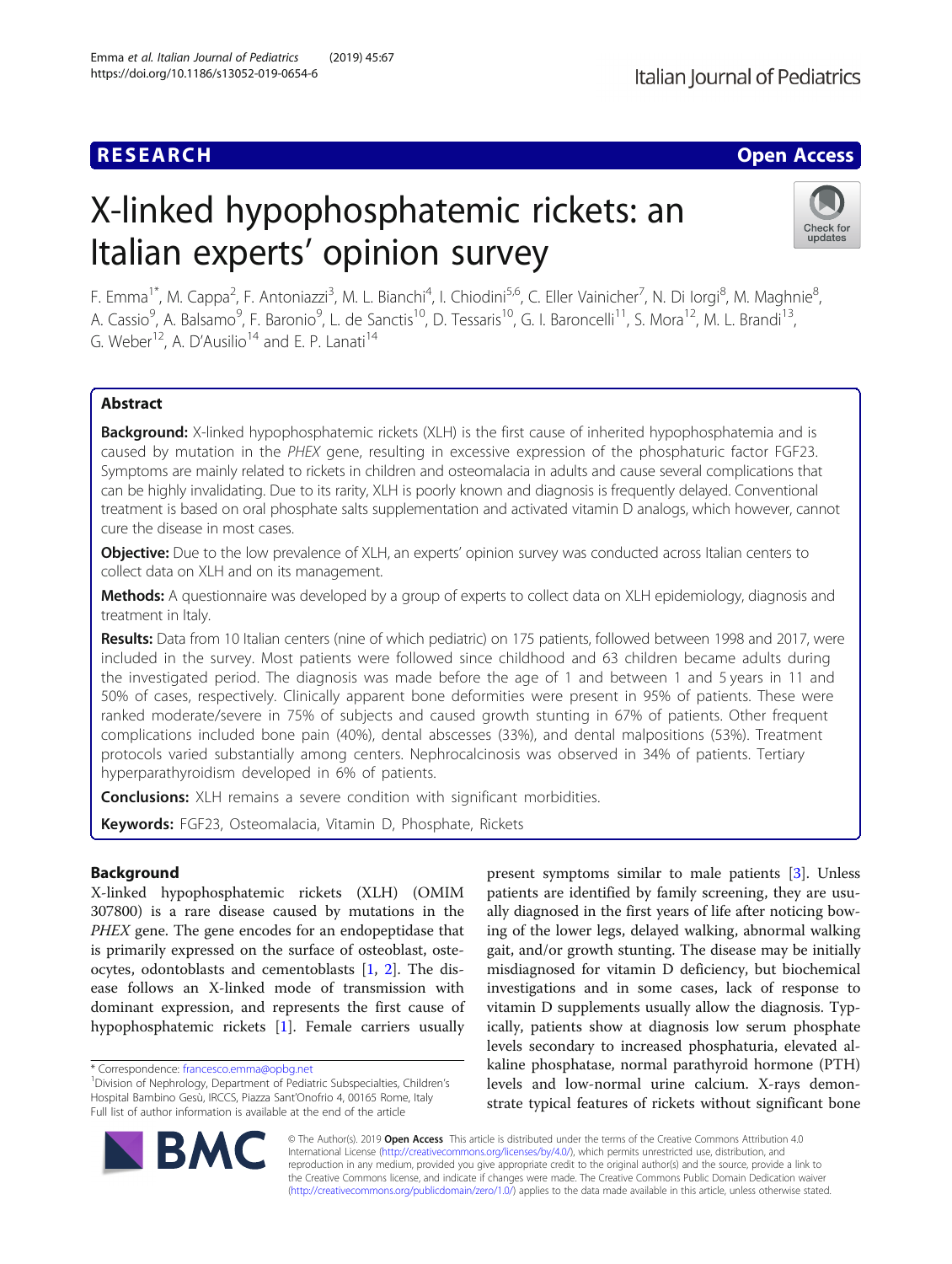RESEARCH

Open Access

# X-linked hypophosphatemic rickets: an Italian experts' opinion survey

F. Emma[1*], M. Cappa[2], F. Antoniazzi[3], M. L. Bianchi[4], I. Chiodini[5,6], C. Eller Vainicher[7], N. Di Iorgi[8], M. Maghnie[8], A. Cassio[9], A. Balsamo[9], F. Baronio[9], L. de Sanctis[10], D. Tessaris[10], G. I. Baroncelli[11], S. Mora[12], M. L. Brandi[13], G. Weber[12], A. D'Ausilio[14] and E. P. Lanati[14]

## Abstract

**Background:** X-linked hypophosphatemic rickets (XLH) is the first cause of inherited hypophosphatemia and is caused by mutation in the *PHEX* gene, resulting in excessive expression of the phosphaturic factor FGF23. Symptoms are mainly related to rickets in children and osteomalacia in adults and cause several complications that can be highly invalidating. Due to its rarity, XLH is poorly known and diagnosis is frequently delayed. Conventional treatment is based on oral phosphate salts supplementation and activated vitamin D analogs, which however, cannot cure the disease in most cases.

**Objective:** Due to the low prevalence of XLH, an experts' opinion survey was conducted across Italian centers to collect data on XLH and on its management.

**Methods:** A questionnaire was developed by a group of experts to collect data on XLH epidemiology, diagnosis and treatment in Italy.

**Results:** Data from 10 Italian centers (nine of which pediatric) on 175 patients, followed between 1998 and 2017, were included in the survey. Most patients were followed since childhood and 63 children became adults during the investigated period. The diagnosis was made before the age of 1 and between 1 and 5 years in 11 and 50% of cases, respectively. Clinically apparent bone deformities were present in 95% of patients. These were ranked moderate/severe in 75% of subjects and caused growth stunting in 67% of patients. Other frequent complications included bone pain (40%), dental abscesses (33%), and dental malpositions (53%). Treatment protocols varied substantially among centers. Nephrocalcinosis was observed in 34% of patients. Tertiary hyperparathyroidism developed in 6% of patients.

**Conclusions:** XLH remains a severe condition with significant morbidities.

**Keywords:** FGF23, Osteomalacia, Vitamin D, Phosphate, Rickets

## Background

X-linked hypophosphatemic rickets (XLH) (OMIM 307800) is a rare disease caused by mutations in the *PHEX* gene. The gene encodes for an endopeptidase that is primarily expressed on the surface of osteoblast, osteocytes, odontoblasts and cementoblasts [1, 2]. The disease follows an X-linked mode of transmission with dominant expression, and represents the first cause of hypophosphatemic rickets [1]. Female carriers usually present symptoms similar to male patients [3]. Unless patients are identified by family screening, they are usually diagnosed in the first years of life after noticing bowing of the lower legs, delayed walking, abnormal walking gait, and/or growth stunting. The disease may be initially misdiagnosed for vitamin D deficiency, but biochemical investigations and in some cases, lack of response to vitamin D supplements usually allow the diagnosis. Typically, patients show at diagnosis low serum phosphate levels secondary to increased phosphaturia, elevated alkaline phosphatase, normal parathyroid hormone (PTH) levels and low-normal urine calcium. X-rays demonstrate typical features of rickets without significant bone

\* Correspondence: francesco.emma@opbg.net
[1]Division of Nephrology, Department of Pediatric Subspecialties, Children's Hospital Bambino Gesù, IRCCS, Piazza Sant'Onofrio 4, 00165 Rome, Italy
Full list of author information is available at the end of the article

© The Author(s). 2019 **Open Access** This article is distributed under the terms of the Creative Commons Attribution 4.0 International License (http://creativecommons.org/licenses/by/4.0/), which permits unrestricted use, distribution, and reproduction in any medium, provided you give appropriate credit to the original author(s) and the source, provide a link to the Creative Commons license, and indicate if changes were made. The Creative Commons Public Domain Dedication waiver (http://creativecommons.org/publicdomain/zero/1.0/) applies to the data made available in this article, unless otherwise stated.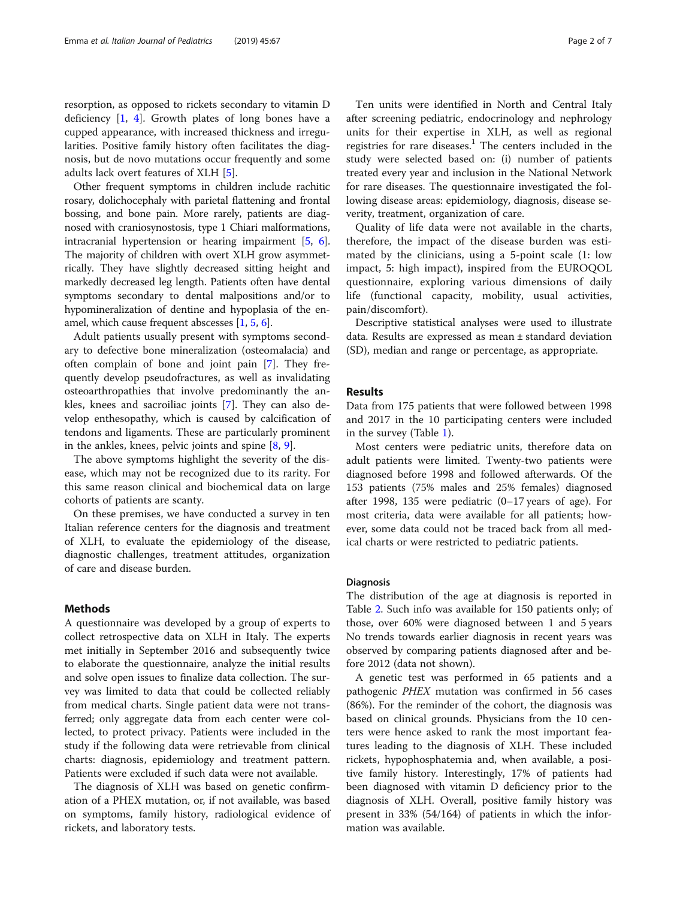resorption, as opposed to rickets secondary to vitamin D deficiency [1, 4]. Growth plates of long bones have a cupped appearance, with increased thickness and irregularities. Positive family history often facilitates the diagnosis, but de novo mutations occur frequently and some adults lack overt features of XLH [5].

Other frequent symptoms in children include rachitic rosary, dolichocephaly with parietal flattening and frontal bossing, and bone pain. More rarely, patients are diagnosed with craniosynostosis, type 1 Chiari malformations, intracranial hypertension or hearing impairment [5, 6]. The majority of children with overt XLH grow asymmetrically. They have slightly decreased sitting height and markedly decreased leg length. Patients often have dental symptoms secondary to dental malpositions and/or to hypomineralization of dentine and hypoplasia of the enamel, which cause frequent abscesses [1, 5, 6].

Adult patients usually present with symptoms secondary to defective bone mineralization (osteomalacia) and often complain of bone and joint pain [7]. They frequently develop pseudofractures, as well as invalidating osteoarthropathies that involve predominantly the ankles, knees and sacroiliac joints [7]. They can also develop enthesopathy, which is caused by calcification of tendons and ligaments. These are particularly prominent in the ankles, knees, pelvic joints and spine [8, 9].

The above symptoms highlight the severity of the disease, which may not be recognized due to its rarity. For this same reason clinical and biochemical data on large cohorts of patients are scanty.

On these premises, we have conducted a survey in ten Italian reference centers for the diagnosis and treatment of XLH, to evaluate the epidemiology of the disease, diagnostic challenges, treatment attitudes, organization of care and disease burden.

## Methods

A questionnaire was developed by a group of experts to collect retrospective data on XLH in Italy. The experts met initially in September 2016 and subsequently twice to elaborate the questionnaire, analyze the initial results and solve open issues to finalize data collection. The survey was limited to data that could be collected reliably from medical charts. Single patient data were not transferred; only aggregate data from each center were collected, to protect privacy. Patients were included in the study if the following data were retrievable from clinical charts: diagnosis, epidemiology and treatment pattern. Patients were excluded if such data were not available.

The diagnosis of XLH was based on genetic confirmation of a PHEX mutation, or, if not available, was based on symptoms, family history, radiological evidence of rickets, and laboratory tests.

Ten units were identified in North and Central Italy after screening pediatric, endocrinology and nephrology units for their expertise in XLH, as well as regional registries for rare diseases.[1] The centers included in the study were selected based on: (i) number of patients treated every year and inclusion in the National Network for rare diseases. The questionnaire investigated the following disease areas: epidemiology, diagnosis, disease severity, treatment, organization of care.

Quality of life data were not available in the charts, therefore, the impact of the disease burden was estimated by the clinicians, using a 5-point scale (1: low impact, 5: high impact), inspired from the EUROQOL questionnaire, exploring various dimensions of daily life (functional capacity, mobility, usual activities, pain/discomfort).

Descriptive statistical analyses were used to illustrate data. Results are expressed as mean ± standard deviation (SD), median and range or percentage, as appropriate.

## Results

Data from 175 patients that were followed between 1998 and 2017 in the 10 participating centers were included in the survey (Table 1).

Most centers were pediatric units, therefore data on adult patients were limited. Twenty-two patients were diagnosed before 1998 and followed afterwards. Of the 153 patients (75% males and 25% females) diagnosed after 1998, 135 were pediatric (0–17 years of age). For most criteria, data were available for all patients; however, some data could not be traced back from all medical charts or were restricted to pediatric patients.

### Diagnosis

The distribution of the age at diagnosis is reported in Table 2. Such info was available for 150 patients only; of those, over 60% were diagnosed between 1 and 5 years No trends towards earlier diagnosis in recent years was observed by comparing patients diagnosed after and before 2012 (data not shown).

A genetic test was performed in 65 patients and a pathogenic *PHEX* mutation was confirmed in 56 cases (86%). For the reminder of the cohort, the diagnosis was based on clinical grounds. Physicians from the 10 centers were hence asked to rank the most important features leading to the diagnosis of XLH. These included rickets, hypophosphatemia and, when available, a positive family history. Interestingly, 17% of patients had been diagnosed with vitamin D deficiency prior to the diagnosis of XLH. Overall, positive family history was present in 33% (54/164) of patients in which the information was available.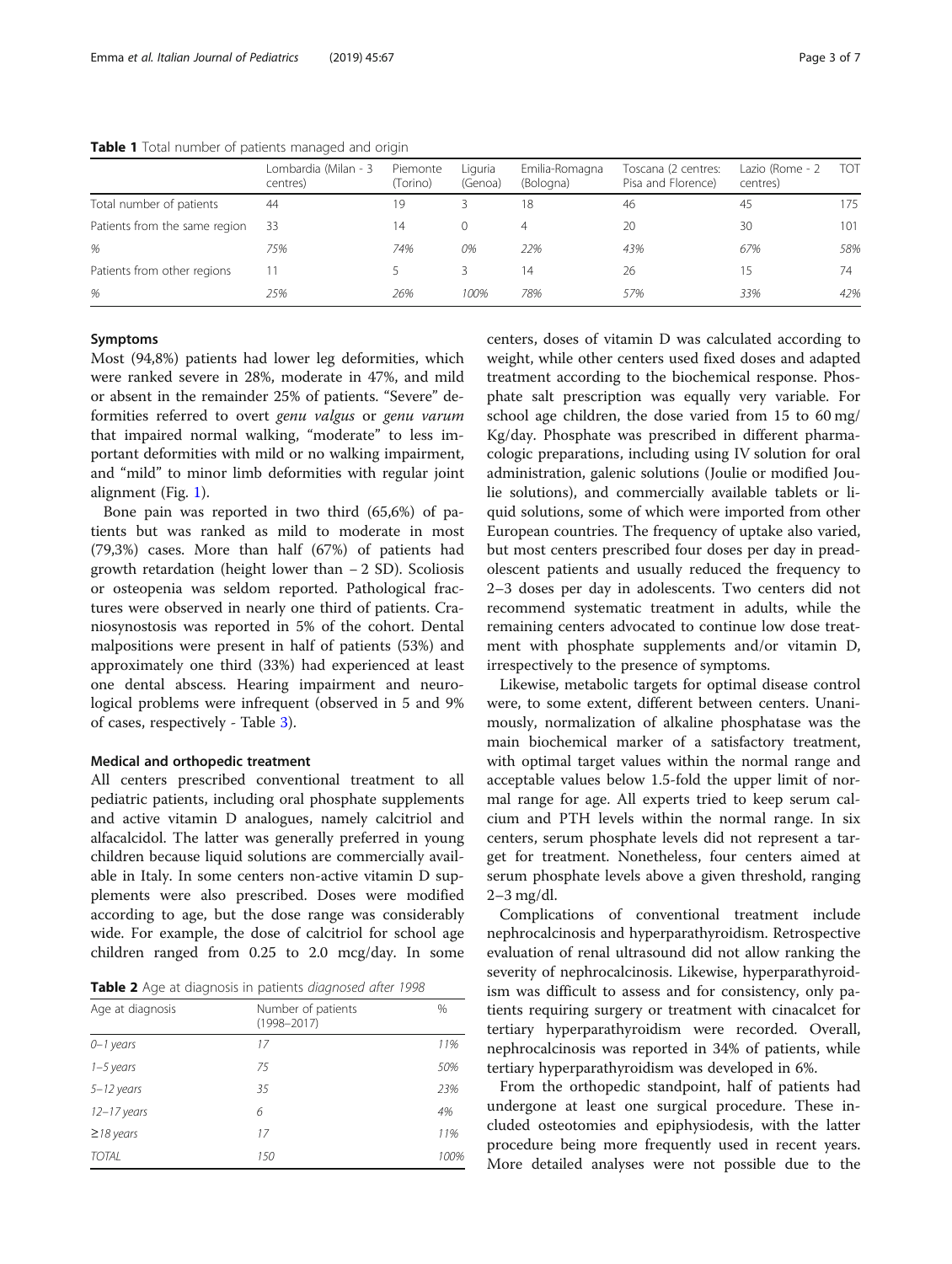**Table 1** Total number of patients managed and origin

| | Lombardia (Milan - 3 centres) | Piemonte (Torino) | Liguria (Genoa) | Emilia-Romagna (Bologna) | Toscana (2 centres: Pisa and Florence) | Lazio (Rome - 2 centres) | TOT |
|---|---|---|---|---|---|---|---|
| Total number of patients | 44 | 19 | 3 | 18 | 46 | 45 | 175 |
| Patients from the same region | 33 | 14 | 0 | 4 | 20 | 30 | 101 |
| % | *75%* | *74%* | *0%* | *22%* | *43%* | *67%* | *58%* |
| Patients from other regions | 11 | 5 | 3 | 14 | 26 | 15 | 74 |
| % | *25%* | *26%* | *100%* | *78%* | *57%* | *33%* | *42%* |

### Symptoms

Most (94,8%) patients had lower leg deformities, which were ranked severe in 28%, moderate in 47%, and mild or absent in the remainder 25% of patients. "Severe" deformities referred to overt *genu valgus* or *genu varum* that impaired normal walking, "moderate" to less important deformities with mild or no walking impairment, and "mild" to minor limb deformities with regular joint alignment (Fig. 1).

Bone pain was reported in two third (65,6%) of patients but was ranked as mild to moderate in most (79,3%) cases. More than half (67%) of patients had growth retardation (height lower than − 2 SD). Scoliosis or osteopenia was seldom reported. Pathological fractures were observed in nearly one third of patients. Craniosynostosis was reported in 5% of the cohort. Dental malpositions were present in half of patients (53%) and approximately one third (33%) had experienced at least one dental abscess. Hearing impairment and neurological problems were infrequent (observed in 5 and 9% of cases, respectively - Table 3).

### Medical and orthopedic treatment

All centers prescribed conventional treatment to all pediatric patients, including oral phosphate supplements and active vitamin D analogues, namely calcitriol and alfacalcidol. The latter was generally preferred in young children because liquid solutions are commercially available in Italy. In some centers non-active vitamin D supplements were also prescribed. Doses were modified according to age, but the dose range was considerably wide. For example, the dose of calcitriol for school age children ranged from 0.25 to 2.0 mcg/day. In some centers, doses of vitamin D was calculated according to weight, while other centers used fixed doses and adapted treatment according to the biochemical response. Phosphate salt prescription was equally very variable. For school age children, the dose varied from 15 to 60 mg/Kg/day. Phosphate was prescribed in different pharmacologic preparations, including using IV solution for oral administration, galenic solutions (Joulie or modified Joulie solutions), and commercially available tablets or liquid solutions, some of which were imported from other European countries. The frequency of uptake also varied, but most centers prescribed four doses per day in preadolescent patients and usually reduced the frequency to 2–3 doses per day in adolescents. Two centers did not recommend systematic treatment in adults, while the remaining centers advocated to continue low dose treatment with phosphate supplements and/or vitamin D, irrespectively to the presence of symptoms.

**Table 2** Age at diagnosis in patients *diagnosed after 1998*

| Age at diagnosis | Number of patients (1998–2017) | % |
|---|---|---|
| *0–1 years* | *17* | *11%* |
| *1–5 years* | *75* | *50%* |
| *5–12 years* | *35* | *23%* |
| *12–17 years* | *6* | *4%* |
| *≥18 years* | *17* | *11%* |
| *TOTAL* | *150* | *100%* |

Likewise, metabolic targets for optimal disease control were, to some extent, different between centers. Unanimously, normalization of alkaline phosphatase was the main biochemical marker of a satisfactory treatment, with optimal target values within the normal range and acceptable values below 1.5-fold the upper limit of normal range for age. All experts tried to keep serum calcium and PTH levels within the normal range. In six centers, serum phosphate levels did not represent a target for treatment. Nonetheless, four centers aimed at serum phosphate levels above a given threshold, ranging 2–3 mg/dl.

Complications of conventional treatment include nephrocalcinosis and hyperparathyroidism. Retrospective evaluation of renal ultrasound did not allow ranking the severity of nephrocalcinosis. Likewise, hyperparathyroidism was difficult to assess and for consistency, only patients requiring surgery or treatment with cinacalcet for tertiary hyperparathyroidism were recorded. Overall, nephrocalcinosis was reported in 34% of patients, while tertiary hyperparathyroidism was developed in 6%.

From the orthopedic standpoint, half of patients had undergone at least one surgical procedure. These included osteotomies and epiphysiodesis, with the latter procedure being more frequently used in recent years. More detailed analyses were not possible due to the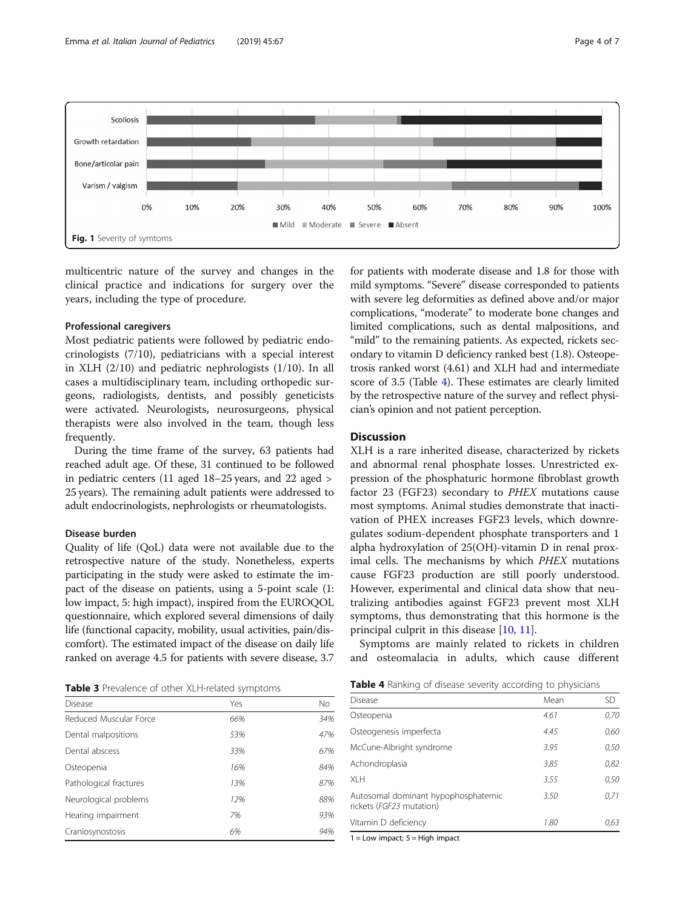Fig. 1 Severity of symtoms

multicentric nature of the survey and changes in the clinical practice and indications for surgery over the years, including the type of procedure.

### Professional caregivers

Most pediatric patients were followed by pediatric endocrinologists (7/10), pediatricians with a special interest in XLH (2/10) and pediatric nephrologists (1/10). In all cases a multidisciplinary team, including orthopedic surgeons, radiologists, dentists, and possibly geneticists were activated. Neurologists, neurosurgeons, physical therapists were also involved in the team, though less frequently.

During the time frame of the survey, 63 patients had reached adult age. Of these, 31 continued to be followed in pediatric centers (11 aged 18–25 years, and 22 aged > 25 years). The remaining adult patients were addressed to adult endocrinologists, nephrologists or rheumatologists.

### Disease burden

Quality of life (QoL) data were not available due to the retrospective nature of the study. Nonetheless, experts participating in the study were asked to estimate the impact of the disease on patients, using a 5-point scale (1: low impact, 5: high impact), inspired from the EUROQOL questionnaire, which explored several dimensions of daily life (functional capacity, mobility, usual activities, pain/discomfort). The estimated impact of the disease on daily life ranked on average 4.5 for patients with severe disease, 3.7 for patients with moderate disease and 1.8 for those with mild symptoms. "Severe" disease corresponded to patients with severe leg deformities as defined above and/or major complications, "moderate" to moderate bone changes and limited complications, such as dental malpositions, and "mild" to the remaining patients. As expected, rickets secondary to vitamin D deficiency ranked best (1.8). Osteopetrosis ranked worst (4.61) and XLH had and intermediate score of 3.5 (Table 4). These estimates are clearly limited by the retrospective nature of the survey and reflect physician's opinion and not patient perception.

**Table 3** Prevalence of other XLH-related symptoms

| Disease | Yes | No |
|---|---|---|
| Reduced Muscular Force | 66% | 34% |
| Dental malpositions | 53% | 47% |
| Dental abscess | 33% | 67% |
| Osteopenia | 16% | 84% |
| Pathological fractures | 13% | 87% |
| Neurological problems | 12% | 88% |
| Hearing impairment | 7% | 93% |
| Craniosynostosis | 6% | 94% |

## Discussion

XLH is a rare inherited disease, characterized by rickets and abnormal renal phosphate losses. Unrestricted expression of the phosphaturic hormone fibroblast growth factor 23 (FGF23) secondary to *PHEX* mutations cause most symptoms. Animal studies demonstrate that inactivation of PHEX increases FGF23 levels, which downregulates sodium-dependent phosphate transporters and 1 alpha hydroxylation of 25(OH)-vitamin D in renal proximal cells. The mechanisms by which *PHEX* mutations cause FGF23 production are still poorly understood. However, experimental and clinical data show that neutralizing antibodies against FGF23 prevent most XLH symptoms, thus demonstrating that this hormone is the principal culprit in this disease [10, 11].

Symptoms are mainly related to rickets in children and osteomalacia in adults, which cause different

**Table 4** Ranking of disease severity according to physicians

| Disease | Mean | SD |
|---|---|---|
| Osteopenia | 4.61 | 0,70 |
| Osteogenesis imperfecta | 4.45 | 0,60 |
| McCune-Albright syndrome | 3.95 | 0,50 |
| Achondroplasia | 3.85 | 0,82 |
| XLH | 3.55 | 0,50 |
| Autosomal dominant hypophosphatemic rickets (*FGF23* mutation) | 3.50 | 0,71 |
| Vitamin D deficiency | 1.80 | 0,63 |

1 = Low impact; 5 = High impact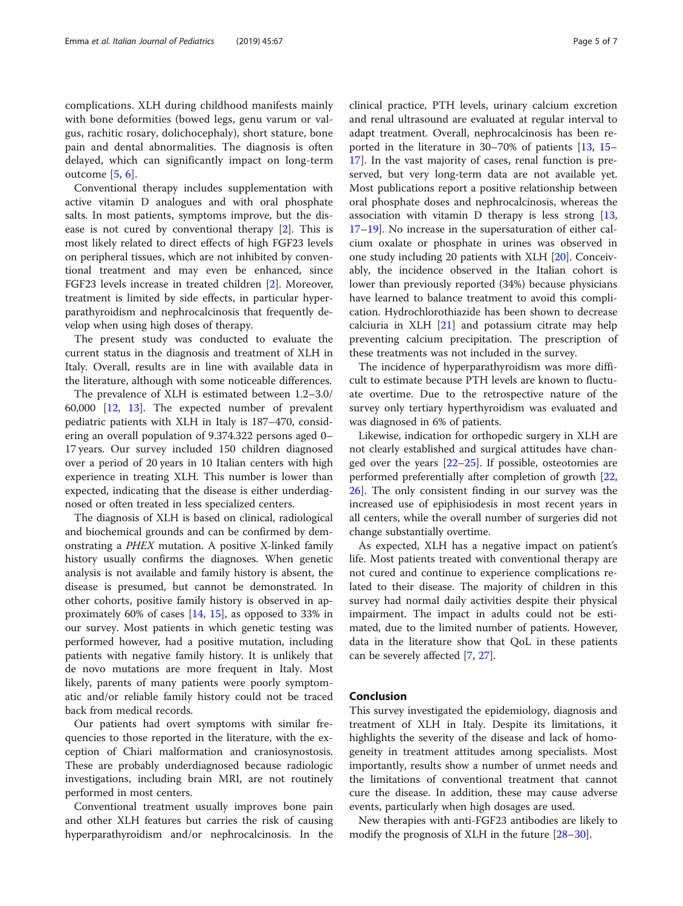complications. XLH during childhood manifests mainly with bone deformities (bowed legs, genu varum or valgus, rachitic rosary, dolichocephaly), short stature, bone pain and dental abnormalities. The diagnosis is often delayed, which can significantly impact on long-term outcome [5, 6].

Conventional therapy includes supplementation with active vitamin D analogues and with oral phosphate salts. In most patients, symptoms improve, but the disease is not cured by conventional therapy [2]. This is most likely related to direct effects of high FGF23 levels on peripheral tissues, which are not inhibited by conventional treatment and may even be enhanced, since FGF23 levels increase in treated children [2]. Moreover, treatment is limited by side effects, in particular hyperparathyroidism and nephrocalcinosis that frequently develop when using high doses of therapy.

The present study was conducted to evaluate the current status in the diagnosis and treatment of XLH in Italy. Overall, results are in line with available data in the literature, although with some noticeable differences.

The prevalence of XLH is estimated between 1.2–3.0/60,000 [12, 13]. The expected number of prevalent pediatric patients with XLH in Italy is 187–470, considering an overall population of 9.374.322 persons aged 0–17 years. Our survey included 150 children diagnosed over a period of 20 years in 10 Italian centers with high experience in treating XLH. This number is lower than expected, indicating that the disease is either underdiagnosed or often treated in less specialized centers.

The diagnosis of XLH is based on clinical, radiological and biochemical grounds and can be confirmed by demonstrating a *PHEX* mutation. A positive X-linked family history usually confirms the diagnoses. When genetic analysis is not available and family history is absent, the disease is presumed, but cannot be demonstrated. In other cohorts, positive family history is observed in approximately 60% of cases [14, 15], as opposed to 33% in our survey. Most patients in which genetic testing was performed however, had a positive mutation, including patients with negative family history. It is unlikely that de novo mutations are more frequent in Italy. Most likely, parents of many patients were poorly symptomatic and/or reliable family history could not be traced back from medical records.

Our patients had overt symptoms with similar frequencies to those reported in the literature, with the exception of Chiari malformation and craniosynostosis. These are probably underdiagnosed because radiologic investigations, including brain MRI, are not routinely performed in most centers.

Conventional treatment usually improves bone pain and other XLH features but carries the risk of causing hyperparathyroidism and/or nephrocalcinosis. In the clinical practice, PTH levels, urinary calcium excretion and renal ultrasound are evaluated at regular interval to adapt treatment. Overall, nephrocalcinosis has been reported in the literature in 30–70% of patients [13, 15–17]. In the vast majority of cases, renal function is preserved, but very long-term data are not available yet. Most publications report a positive relationship between oral phosphate doses and nephrocalcinosis, whereas the association with vitamin D therapy is less strong [13, 17–19]. No increase in the supersaturation of either calcium oxalate or phosphate in urines was observed in one study including 20 patients with XLH [20]. Conceivably, the incidence observed in the Italian cohort is lower than previously reported (34%) because physicians have learned to balance treatment to avoid this complication. Hydrochlorothiazide has been shown to decrease calciuria in XLH [21] and potassium citrate may help preventing calcium precipitation. The prescription of these treatments was not included in the survey.

The incidence of hyperparathyroidism was more difficult to estimate because PTH levels are known to fluctuate overtime. Due to the retrospective nature of the survey only tertiary hyperthyroidism was evaluated and was diagnosed in 6% of patients.

Likewise, indication for orthopedic surgery in XLH are not clearly established and surgical attitudes have changed over the years [22–25]. If possible, osteotomies are performed preferentially after completion of growth [22, 26]. The only consistent finding in our survey was the increased use of epiphisiodesis in most recent years in all centers, while the overall number of surgeries did not change substantially overtime.

As expected, XLH has a negative impact on patient's life. Most patients treated with conventional therapy are not cured and continue to experience complications related to their disease. The majority of children in this survey had normal daily activities despite their physical impairment. The impact in adults could not be estimated, due to the limited number of patients. However, data in the literature show that QoL in these patients can be severely affected [7, 27].

## Conclusion

This survey investigated the epidemiology, diagnosis and treatment of XLH in Italy. Despite its limitations, it highlights the severity of the disease and lack of homogeneity in treatment attitudes among specialists. Most importantly, results show a number of unmet needs and the limitations of conventional treatment that cannot cure the disease. In addition, these may cause adverse events, particularly when high dosages are used.

New therapies with anti-FGF23 antibodies are likely to modify the prognosis of XLH in the future [28–30].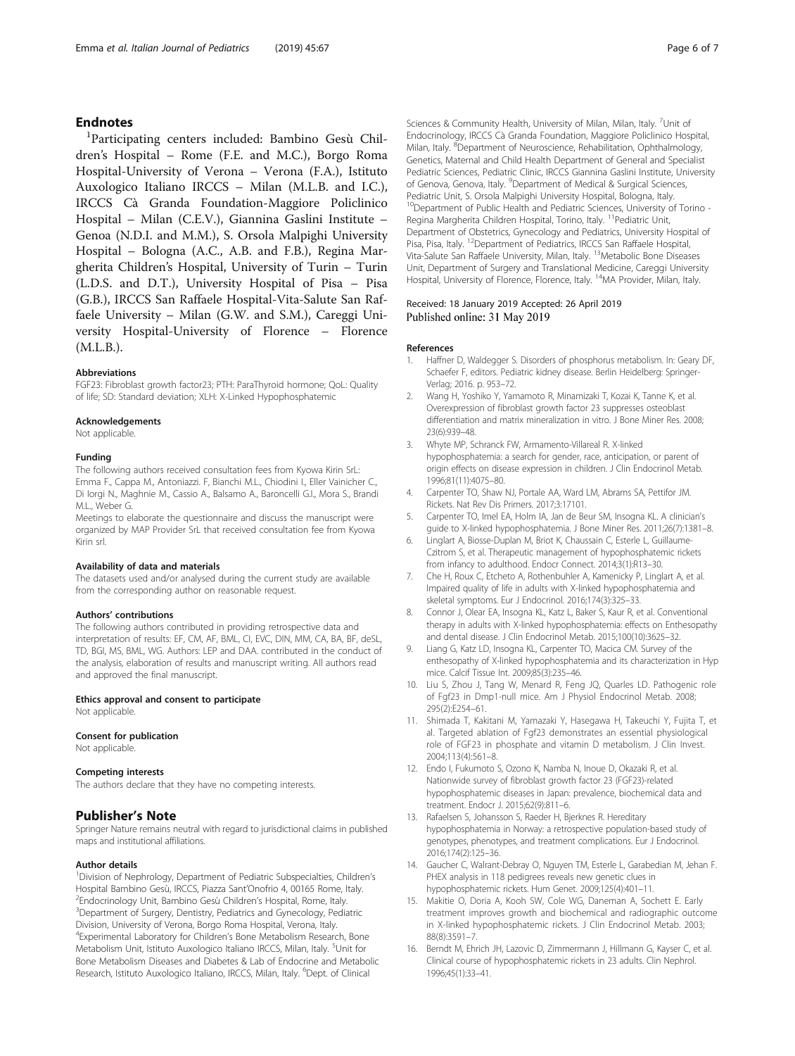## Endnotes

[1]Participating centers included: Bambino Gesù Children's Hospital – Rome (F.E. and M.C.), Borgo Roma Hospital-University of Verona – Verona (F.A.), Istituto Auxologico Italiano IRCCS – Milan (M.L.B. and I.C.), IRCCS Cà Granda Foundation-Maggiore Policlinico Hospital – Milan (C.E.V.), Giannina Gaslini Institute – Genoa (N.D.I. and M.M.), S. Orsola Malpighi University Hospital – Bologna (A.C., A.B. and F.B.), Regina Margherita Children's Hospital, University of Turin – Turin (L.D.S. and D.T.), University Hospital of Pisa – Pisa (G.B.), IRCCS San Raffaele Hospital-Vita-Salute San Raffaele University – Milan (G.W. and S.M.), Careggi University Hospital-University of Florence – Florence (M.L.B.).

#### Abbreviations

FGF23: Fibroblast growth factor23; PTH: ParaThyroid hormone; QoL: Quality of life; SD: Standard deviation; XLH: X-Linked Hypophosphatemic

#### Acknowledgements

Not applicable.

#### Funding

The following authors received consultation fees from Kyowa Kirin SrL: Emma F., Cappa M., Antoniazzi. F, Bianchi M.L., Chiodini I., Eller Vainicher C., Di Iorgi N., Maghnie M., Cassio A., Balsamo A., Baroncelli G.I., Mora S., Brandi M.L., Weber G.

Meetings to elaborate the questionnaire and discuss the manuscript were organized by MAP Provider SrL that received consultation fee from Kyowa Kirin srl.

#### Availability of data and materials

The datasets used and/or analysed during the current study are available from the corresponding author on reasonable request.

#### Authors' contributions

The following authors contributed in providing retrospective data and interpretation of results: EF, CM, AF, BML, CI, EVC, DIN, MM, CA, BA, BF, deSL, TD, BGI, MS, BML, WG. Authors: LEP and DAA. contributed in the conduct of the analysis, elaboration of results and manuscript writing. All authors read and approved the final manuscript.

#### Ethics approval and consent to participate

Not applicable.

#### Consent for publication

Not applicable.

#### Competing interests

The authors declare that they have no competing interests.

## Publisher's Note

Springer Nature remains neutral with regard to jurisdictional claims in published maps and institutional affiliations.

#### Author details

[1]Division of Nephrology, Department of Pediatric Subspecialties, Children's Hospital Bambino Gesù, IRCCS, Piazza Sant'Onofrio 4, 00165 Rome, Italy. [2]Endocrinology Unit, Bambino Gesù Children's Hospital, Rome, Italy. [3]Department of Surgery, Dentistry, Pediatrics and Gynecology, Pediatric Division, University of Verona, Borgo Roma Hospital, Verona, Italy. [4]Experimental Laboratory for Children's Bone Metabolism Research, Bone Metabolism Unit, Istituto Auxologico Italiano IRCCS, Milan, Italy. [5]Unit for Bone Metabolism Diseases and Diabetes & Lab of Endocrine and Metabolic Research, Istituto Auxologico Italiano, IRCCS, Milan, Italy. [6]Dept. of Clinical Sciences & Community Health, University of Milan, Milan, Italy. [7]Unit of Endocrinology, IRCCS Cà Granda Foundation, Maggiore Policlinico Hospital, Milan, Italy. [8]Department of Neuroscience, Rehabilitation, Ophthalmology, Genetics, Maternal and Child Health Department of General and Specialist Pediatric Sciences, Pediatric Clinic, IRCCS Giannina Gaslini Institute, University of Genova, Genova, Italy. [9]Department of Medical & Surgical Sciences, Pediatric Unit, S. Orsola Malpighi University Hospital, Bologna, Italy. [10]Department of Public Health and Pediatric Sciences, University of Torino - Regina Margherita Children Hospital, Torino, Italy. [11]Pediatric Unit, Department of Obstetrics, Gynecology and Pediatrics, University Hospital of Pisa, Pisa, Italy. [12]Department of Pediatrics, IRCCS San Raffaele Hospital, Vita-Salute San Raffaele University, Milan, Italy. [13]Metabolic Bone Diseases Unit, Department of Surgery and Translational Medicine, Careggi University Hospital, University of Florence, Florence, Italy. [14]MA Provider, Milan, Italy.

Received: 18 January 2019 Accepted: 26 April 2019
Published online: 31 May 2019

#### References

1. Haffner D, Waldegger S. Disorders of phosphorus metabolism. In: Geary DF, Schaefer F, editors. Pediatric kidney disease. Berlin Heidelberg: Springer-Verlag; 2016. p. 953–72.
2. Wang H, Yoshiko Y, Yamamoto R, Minamizaki T, Kozai K, Tanne K, et al. Overexpression of fibroblast growth factor 23 suppresses osteoblast differentiation and matrix mineralization in vitro. J Bone Miner Res. 2008; 23(6):939–48.
3. Whyte MP, Schranck FW, Armamento-Villareal R. X-linked hypophosphatemia: a search for gender, race, anticipation, or parent of origin effects on disease expression in children. J Clin Endocrinol Metab. 1996;81(11):4075–80.
4. Carpenter TO, Shaw NJ, Portale AA, Ward LM, Abrams SA, Pettifor JM. Rickets. Nat Rev Dis Primers. 2017;3:17101.
5. Carpenter TO, Imel EA, Holm IA, Jan de Beur SM, Insogna KL. A clinician's guide to X-linked hypophosphatemia. J Bone Miner Res. 2011;26(7):1381–8.
6. Linglart A, Biosse-Duplan M, Briot K, Chaussain C, Esterle L, Guillaume-Czitrom S, et al. Therapeutic management of hypophosphatemic rickets from infancy to adulthood. Endocr Connect. 2014;3(1):R13–30.
7. Che H, Roux C, Etcheto A, Rothenbuhler A, Kamenicky P, Linglart A, et al. Impaired quality of life in adults with X-linked hypophosphatemia and skeletal symptoms. Eur J Endocrinol. 2016;174(3):325–33.
8. Connor J, Olear EA, Insogna KL, Katz L, Baker S, Kaur R, et al. Conventional therapy in adults with X-linked hypophosphatemia: effects on Enthesopathy and dental disease. J Clin Endocrinol Metab. 2015;100(10):3625–32.
9. Liang G, Katz LD, Insogna KL, Carpenter TO, Macica CM. Survey of the enthesopathy of X-linked hypophosphatemia and its characterization in Hyp mice. Calcif Tissue Int. 2009;85(3):235–46.
10. Liu S, Zhou J, Tang W, Menard R, Feng JQ, Quarles LD. Pathogenic role of Fgf23 in Dmp1-null mice. Am J Physiol Endocrinol Metab. 2008; 295(2):E254–61.
11. Shimada T, Kakitani M, Yamazaki Y, Hasegawa H, Takeuchi Y, Fujita T, et al. Targeted ablation of Fgf23 demonstrates an essential physiological role of FGF23 in phosphate and vitamin D metabolism. J Clin Invest. 2004;113(4):561–8.
12. Endo I, Fukumoto S, Ozono K, Namba N, Inoue D, Okazaki R, et al. Nationwide survey of fibroblast growth factor 23 (FGF23)-related hypophosphatemic diseases in Japan: prevalence, biochemical data and treatment. Endocr J. 2015;62(9):811–6.
13. Rafaelsen S, Johansson S, Raeder H, Bjerknes R. Hereditary hypophosphatemia in Norway: a retrospective population-based study of genotypes, phenotypes, and treatment complications. Eur J Endocrinol. 2016;174(2):125–36.
14. Gaucher C, Walrant-Debray O, Nguyen TM, Esterle L, Garabedian M, Jehan F. PHEX analysis in 118 pedigrees reveals new genetic clues in hypophosphatemic rickets. Hum Genet. 2009;125(4):401–11.
15. Makitie O, Doria A, Kooh SW, Cole WG, Daneman A, Sochett E. Early treatment improves growth and biochemical and radiographic outcome in X-linked hypophosphatemic rickets. J Clin Endocrinol Metab. 2003; 88(8):3591–7.
16. Berndt M, Ehrich JH, Lazovic D, Zimmermann J, Hillmann G, Kayser C, et al. Clinical course of hypophosphatemic rickets in 23 adults. Clin Nephrol. 1996;45(1):33–41.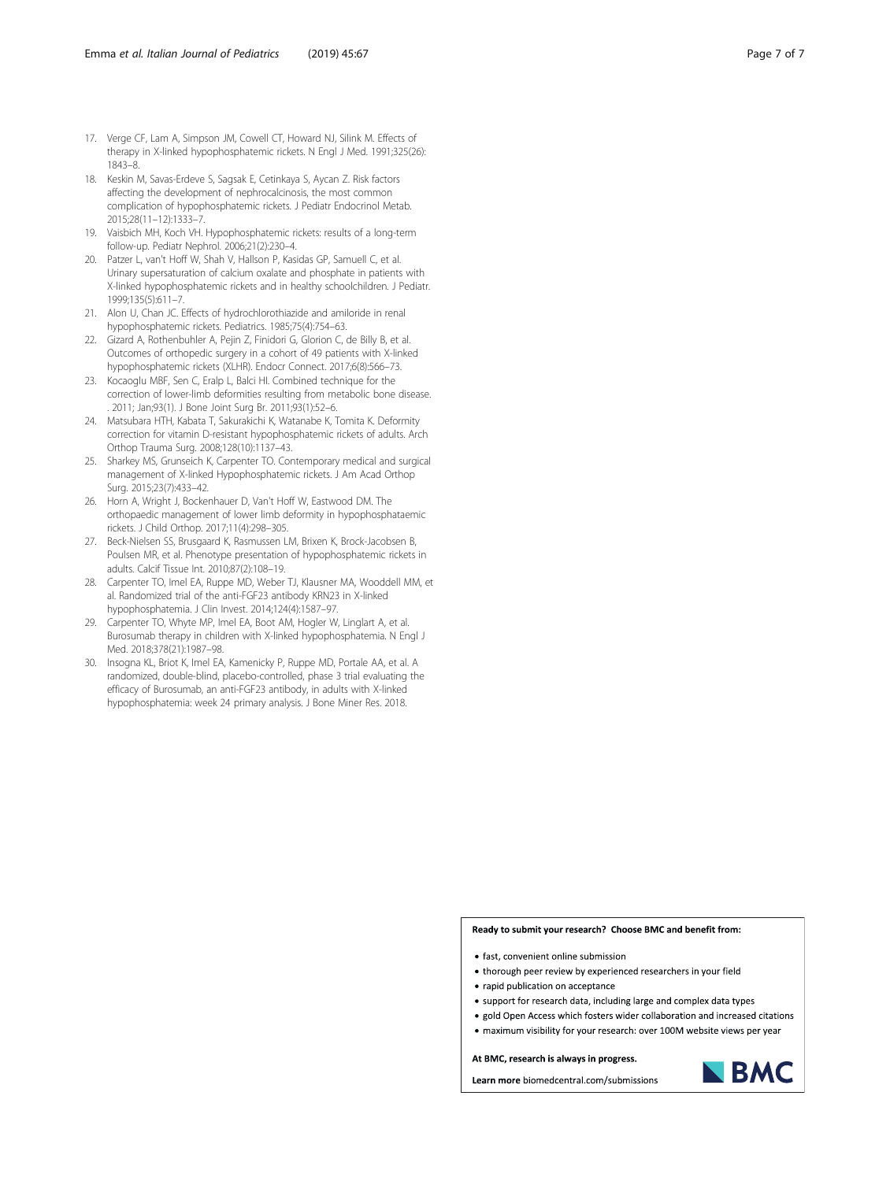17. Verge CF, Lam A, Simpson JM, Cowell CT, Howard NJ, Silink M. Effects of therapy in X-linked hypophosphatemic rickets. N Engl J Med. 1991;325(26): 1843–8.
18. Keskin M, Savas-Erdeve S, Sagsak E, Cetinkaya S, Aycan Z. Risk factors affecting the development of nephrocalcinosis, the most common complication of hypophosphatemic rickets. J Pediatr Endocrinol Metab. 2015;28(11–12):1333–7.
19. Vaisbich MH, Koch VH. Hypophosphatemic rickets: results of a long-term follow-up. Pediatr Nephrol. 2006;21(2):230–4.
20. Patzer L, van't Hoff W, Shah V, Hallson P, Kasidas GP, Samuell C, et al. Urinary supersaturation of calcium oxalate and phosphate in patients with X-linked hypophosphatemic rickets and in healthy schoolchildren. J Pediatr. 1999;135(5):611–7.
21. Alon U, Chan JC. Effects of hydrochlorothiazide and amiloride in renal hypophosphatemic rickets. Pediatrics. 1985;75(4):754–63.
22. Gizard A, Rothenbuhler A, Pejin Z, Finidori G, Glorion C, de Billy B, et al. Outcomes of orthopedic surgery in a cohort of 49 patients with X-linked hypophosphatemic rickets (XLHR). Endocr Connect. 2017;6(8):566–73.
23. Kocaoglu MBF, Sen C, Eralp L, Balci HI. Combined technique for the correction of lower-limb deformities resulting from metabolic bone disease. . 2011; Jan;93(1). J Bone Joint Surg Br. 2011;93(1):52–6.
24. Matsubara HTH, Kabata T, Sakurakichi K, Watanabe K, Tomita K. Deformity correction for vitamin D-resistant hypophosphatemic rickets of adults. Arch Orthop Trauma Surg. 2008;128(10):1137–43.
25. Sharkey MS, Grunseich K, Carpenter TO. Contemporary medical and surgical management of X-linked Hypophosphatemic rickets. J Am Acad Orthop Surg. 2015;23(7):433–42.
26. Horn A, Wright J, Bockenhauer D, Van't Hoff W, Eastwood DM. The orthopaedic management of lower limb deformity in hypophosphataemic rickets. J Child Orthop. 2017;11(4):298–305.
27. Beck-Nielsen SS, Brusgaard K, Rasmussen LM, Brixen K, Brock-Jacobsen B, Poulsen MR, et al. Phenotype presentation of hypophosphatemic rickets in adults. Calcif Tissue Int. 2010;87(2):108–19.
28. Carpenter TO, Imel EA, Ruppe MD, Weber TJ, Klausner MA, Wooddell MM, et al. Randomized trial of the anti-FGF23 antibody KRN23 in X-linked hypophosphatemia. J Clin Invest. 2014;124(4):1587–97.
29. Carpenter TO, Whyte MP, Imel EA, Boot AM, Hogler W, Linglart A, et al. Burosumab therapy in children with X-linked hypophosphatemia. N Engl J Med. 2018;378(21):1987–98.
30. Insogna KL, Briot K, Imel EA, Kamenicky P, Ruppe MD, Portale AA, et al. A randomized, double-blind, placebo-controlled, phase 3 trial evaluating the efficacy of Burosumab, an anti-FGF23 antibody, in adults with X-linked hypophosphatemia: week 24 primary analysis. J Bone Miner Res. 2018.

**Ready to submit your research? Choose BMC and benefit from:**

- fast, convenient online submission
- thorough peer review by experienced researchers in your field
- rapid publication on acceptance
- support for research data, including large and complex data types
- gold Open Access which fosters wider collaboration and increased citations
- maximum visibility for your research: over 100M website views per year

**At BMC, research is always in progress.**

**Learn more** biomedcentral.com/submissions

BMC